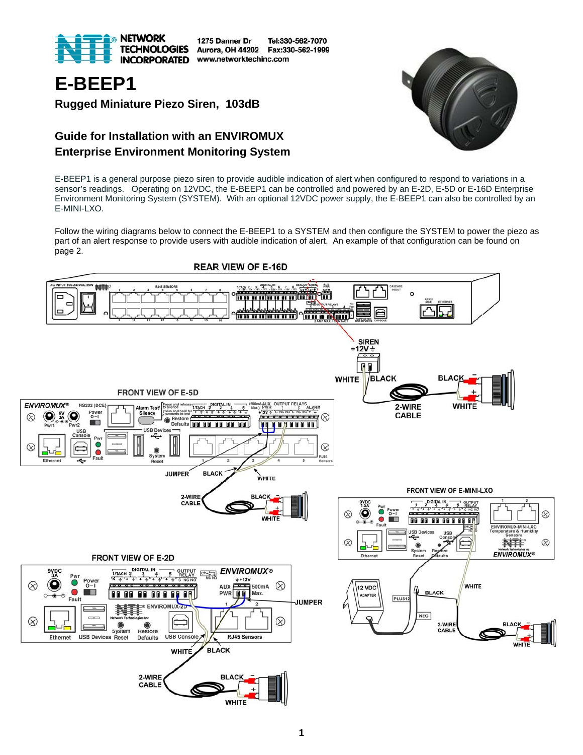# E-BEEP1

### Rugged Miniature Piezo Siren, 103dB

## Guide for Installation with an ENVIROMUX Enterprise Environment Monitoring System

E-BEEP1 is a general purpose piezo siren to provide audible indication of alert when configured to respond to variations in a sensor's readings. Operating on 12VDC, the E-BEEP1 can be controlled and powered by an E-2D, E-5D or E-16D Enterprise Environment Monitoring System (SYSTEM). With an optional 12VDC power supply, the E-BEEP1 can also be controlled by an E-MINI-LXO.

Follow the wiring diagrams below to connect the E-BEEP1 to a SYSTEM and then configure the SYSTEM to power the piezo as part of an alert response to provide users with audible indication of alert. An example of that configuration can be found on page 2.

REAR VIEW OF E-16D

SIREN +12V ⏚

WHITE BLACK

2-WIRE CABLE

BLACK – + WHITE

FRONT VIEW OF E-5D

JUMPER BLACK WHITE

2-WIRE CABLE BLACK WHITE

FRONT VIEW OF E-MINI-LXO

12 VDC ADAPTER PLUS12 NEG BLACK WHITE

2-WIRE CABLE BLACK WHITE

FRONT VIEW OF E-2D

JUMPER WHITE BLACK

2-WIRE CABLE BLACK – + WHITE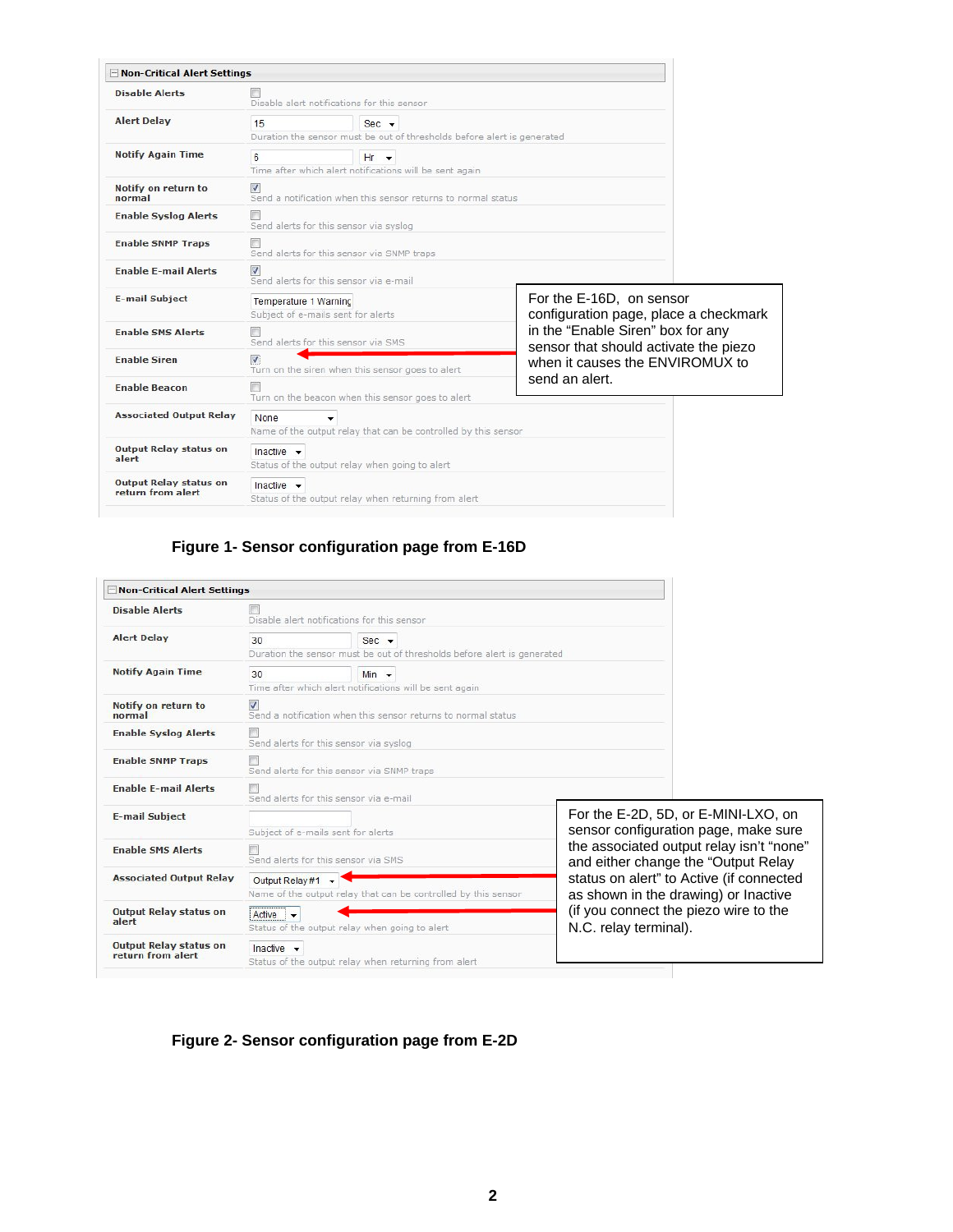**Non-Critical Alert Settings**

| Setting | Value | Description |
|---|---|---|
| Disable Alerts | ☐ | Disable alert notifications for this sensor |
| Alert Delay | 15 Sec | Duration the sensor must be out of thresholds before alert is generated |
| Notify Again Time | 6 Hr | Time after which alert notifications will be sent again |
| Notify on return to normal | ☑ | Send a notification when this sensor returns to normal status |
| Enable Syslog Alerts | ☐ | Send alerts for this sensor via syslog |
| Enable SNMP Traps | ☐ | Send alerts for this sensor via SNMP traps |
| Enable E-mail Alerts | ☑ | Send alerts for this sensor via e-mail |
| E-mail Subject | Temperature 1 Warning | Subject of e-mails sent for alerts |
| Enable SMS Alerts | ☐ | Send alerts for this sensor via SMS |
| Enable Siren | ☑ | Turn on the siren when this sensor goes to alert |
| Enable Beacon | ☐ | Turn on the beacon when this sensor goes to alert |
| Associated Output Relay | None | Name of the output relay that can be controlled by this sensor |
| Output Relay status on alert | Inactive | Status of the output relay when going to alert |
| Output Relay status on return from alert | Inactive | Status of the output relay when returning from alert |

For the E-16D, on sensor configuration page, place a checkmark in the "Enable Siren" box for any sensor that should activate the piezo when it causes the ENVIROMUX to send an alert.

**Figure 1- Sensor configuration page from E-16D**

**Non-Critical Alert Settings**

| Setting | Value | Description |
|---|---|---|
| Disable Alerts | ☐ | Disable alert notifications for this sensor |
| Alert Delay | 30 Sec | Duration the sensor must be out of thresholds before alert is generated |
| Notify Again Time | 30 Min | Time after which alert notifications will be sent again |
| Notify on return to normal | ☑ | Send a notification when this sensor returns to normal status |
| Enable Syslog Alerts | ☐ | Send alerts for this sensor via syslog |
| Enable SNMP Traps | ☐ | Send alerts for this sensor via SNMP traps |
| Enable E-mail Alerts | ☐ | Send alerts for this sensor via e-mail |
| E-mail Subject | | Subject of e-mails sent for alerts |
| Enable SMS Alerts | ☐ | Send alerts for this sensor via SMS |
| Associated Output Relay | Output Relay #1 | Name of the output relay that can be controlled by this sensor |
| Output Relay status on alert | Active | Status of the output relay when going to alert |
| Output Relay status on return from alert | Inactive | Status of the output relay when returning from alert |

For the E-2D, 5D, or E-MINI-LXO, on sensor configuration page, make sure the associated output relay isn't "none" and either change the "Output Relay status on alert" to Active (if connected as shown in the drawing) or Inactive (if you connect the piezo wire to the N.C. relay terminal).

**Figure 2- Sensor configuration page from E-2D**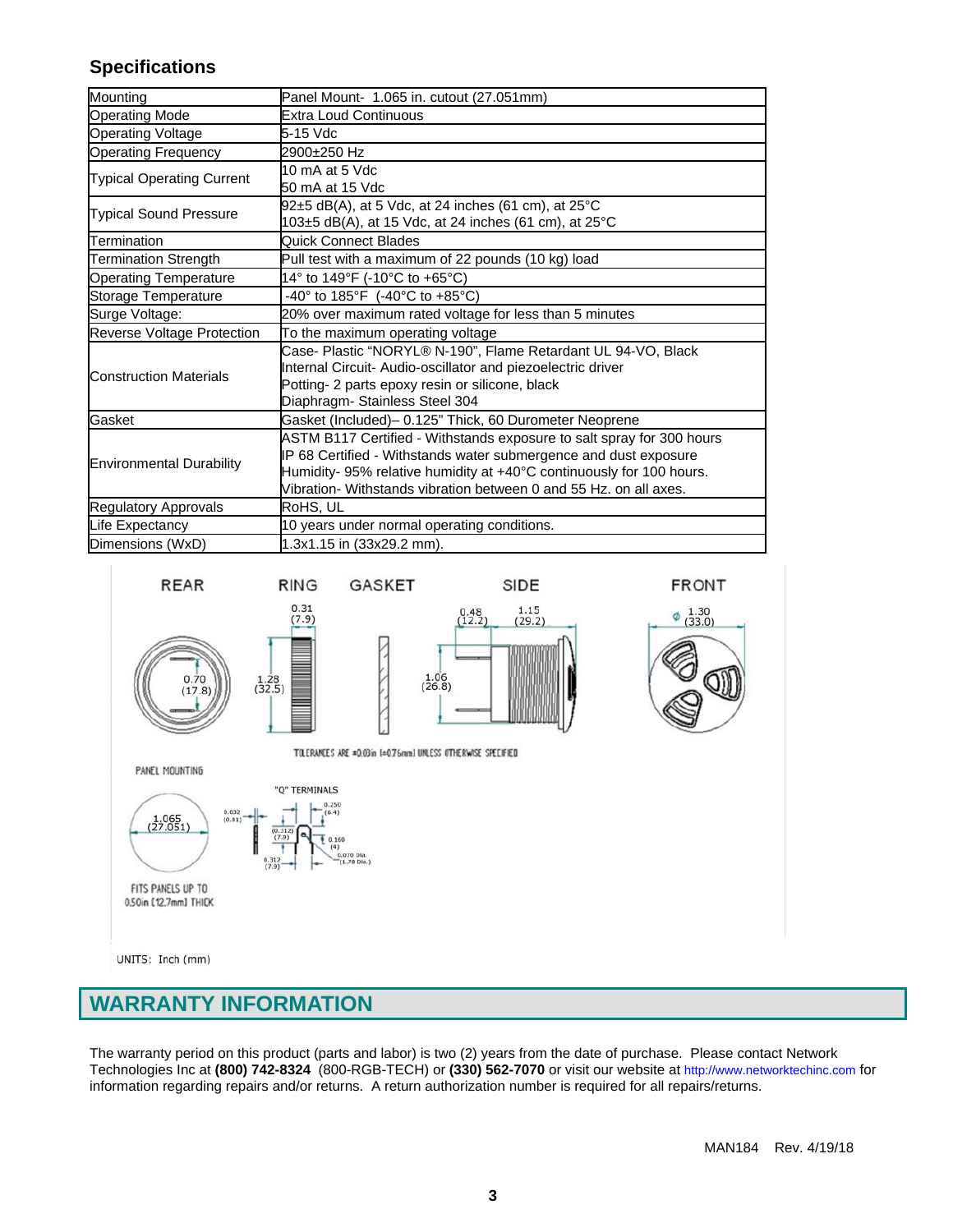## Specifications

| | |
|---|---|
| Mounting | Panel Mount- 1.065 in. cutout (27.051mm) |
| Operating Mode | Extra Loud Continuous |
| Operating Voltage | 5-15 Vdc |
| Operating Frequency | 2900±250 Hz |
| Typical Operating Current | 10 mA at 5 Vdc<br>50 mA at 15 Vdc |
| Typical Sound Pressure | 92±5 dB(A), at 5 Vdc, at 24 inches (61 cm), at 25°C<br>103±5 dB(A), at 15 Vdc, at 24 inches (61 cm), at 25°C |
| Termination | Quick Connect Blades |
| Termination Strength | Pull test with a maximum of 22 pounds (10 kg) load |
| Operating Temperature | 14° to 149°F (-10°C to +65°C) |
| Storage Temperature | -40° to 185°F (-40°C to +85°C) |
| Surge Voltage: | 20% over maximum rated voltage for less than 5 minutes |
| Reverse Voltage Protection | To the maximum operating voltage |
| Construction Materials | Case- Plastic "NORYL® N-190", Flame Retardant UL 94-VO, Black<br>Internal Circuit- Audio-oscillator and piezoelectric driver<br>Potting- 2 parts epoxy resin or silicone, black<br>Diaphragm- Stainless Steel 304 |
| Gasket | Gasket (Included)– 0.125" Thick, 60 Durometer Neoprene |
| Environmental Durability | ASTM B117 Certified - Withstands exposure to salt spray for 300 hours<br>IP 68 Certified - Withstands water submergence and dust exposure<br>Humidity- 95% relative humidity at +40°C continuously for 100 hours.<br>Vibration- Withstands vibration between 0 and 55 Hz. on all axes. |
| Regulatory Approvals | RoHS, UL |
| Life Expectancy | 10 years under normal operating conditions. |
| Dimensions (WxD) | 1.3x1.15 in (33x29.2 mm). |

REAR
0.70
(17.8)

RING
0.31
(7.9)
1.28
(32.5)

GASKET

SIDE
0.48
(12.2)
1.15
(29.2)
1.06
(26.8)

FRONT
Ø 1.30
(33.0)

TOLERANCES ARE ±0.03in [±0.76mm] UNLESS OTHERWISE SPECIFIED

PANEL MOUNTING
1.065
(27.051)

FITS PANELS UP TO
0.50in [12.7mm] THICK

"Q" TERMINALS
0.032
(0.81)
0.250
(6.4)
(0.312)
(7.9)
0.160
(4)
0.070 Dia.
(1.78 Dia.)
0.312
(7.9)

UNITS: Inch (mm)

## WARRANTY INFORMATION

The warranty period on this product (parts and labor) is two (2) years from the date of purchase. Please contact Network Technologies Inc at **(800) 742-8324** (800-RGB-TECH) or **(330) 562-7070** or visit our website at http://www.networktechinc.com for information regarding repairs and/or returns. A return authorization number is required for all repairs/returns.

MAN184 Rev. 4/19/18